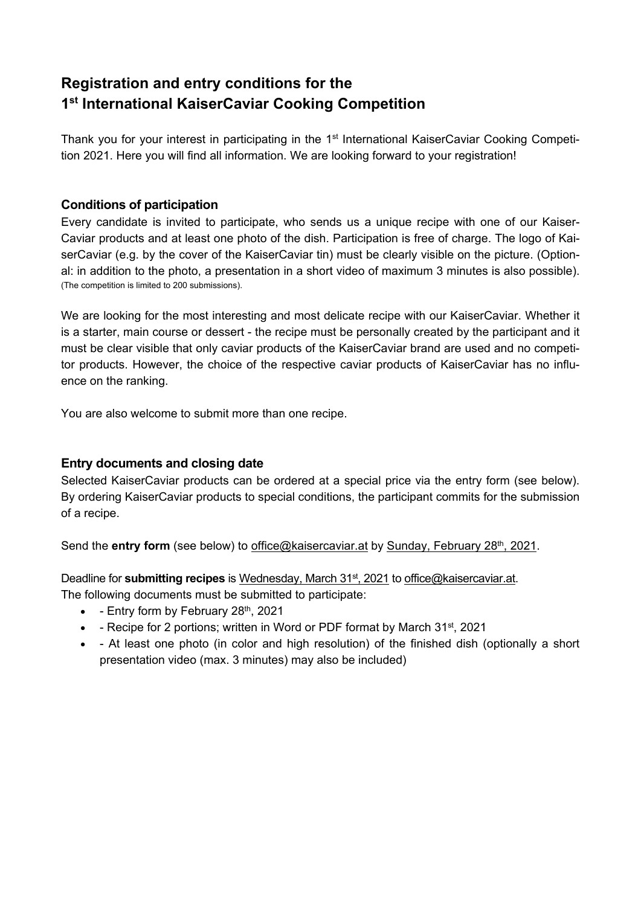# Registration and entry conditions for the 1st International KaiserCaviar Cooking Competition

Thank you for your interest in participating in the 1st International KaiserCaviar Cooking Competition 2021. Here you will find all information. We are looking forward to your registration!

## Conditions of participation

Every candidate is invited to participate, who sends us a unique recipe with one of our KaiserCaviar products and at least one photo of the dish. Participation is free of charge. The logo of KaiserCaviar (e.g. by the cover of the KaiserCaviar tin) must be clearly visible on the picture. (Optional: in addition to the photo, a presentation in a short video of maximum 3 minutes is also possible). (The competition is limited to 200 submissions).

We are looking for the most interesting and most delicate recipe with our KaiserCaviar. Whether it is a starter, main course or dessert - the recipe must be personally created by the participant and it must be clear visible that only caviar products of the KaiserCaviar brand are used and no competitor products. However, the choice of the respective caviar products of KaiserCaviar has no influence on the ranking.

You are also welcome to submit more than one recipe.

## Entry documents and closing date

Selected KaiserCaviar products can be ordered at a special price via the entry form (see below). By ordering KaiserCaviar products to special conditions, the participant commits for the submission of a recipe.

Send the **entry form** (see below) to office@kaisercaviar.at by Sunday, February 28th, 2021.

Deadline for **submitting recipes** is Wednesday, March 31st, 2021 to office@kaisercaviar.at.
The following documents must be submitted to participate:

- - Entry form by February 28th, 2021
- - Recipe for 2 portions; written in Word or PDF format by March 31st, 2021
- - At least one photo (in color and high resolution) of the finished dish (optionally a short presentation video (max. 3 minutes) may also be included)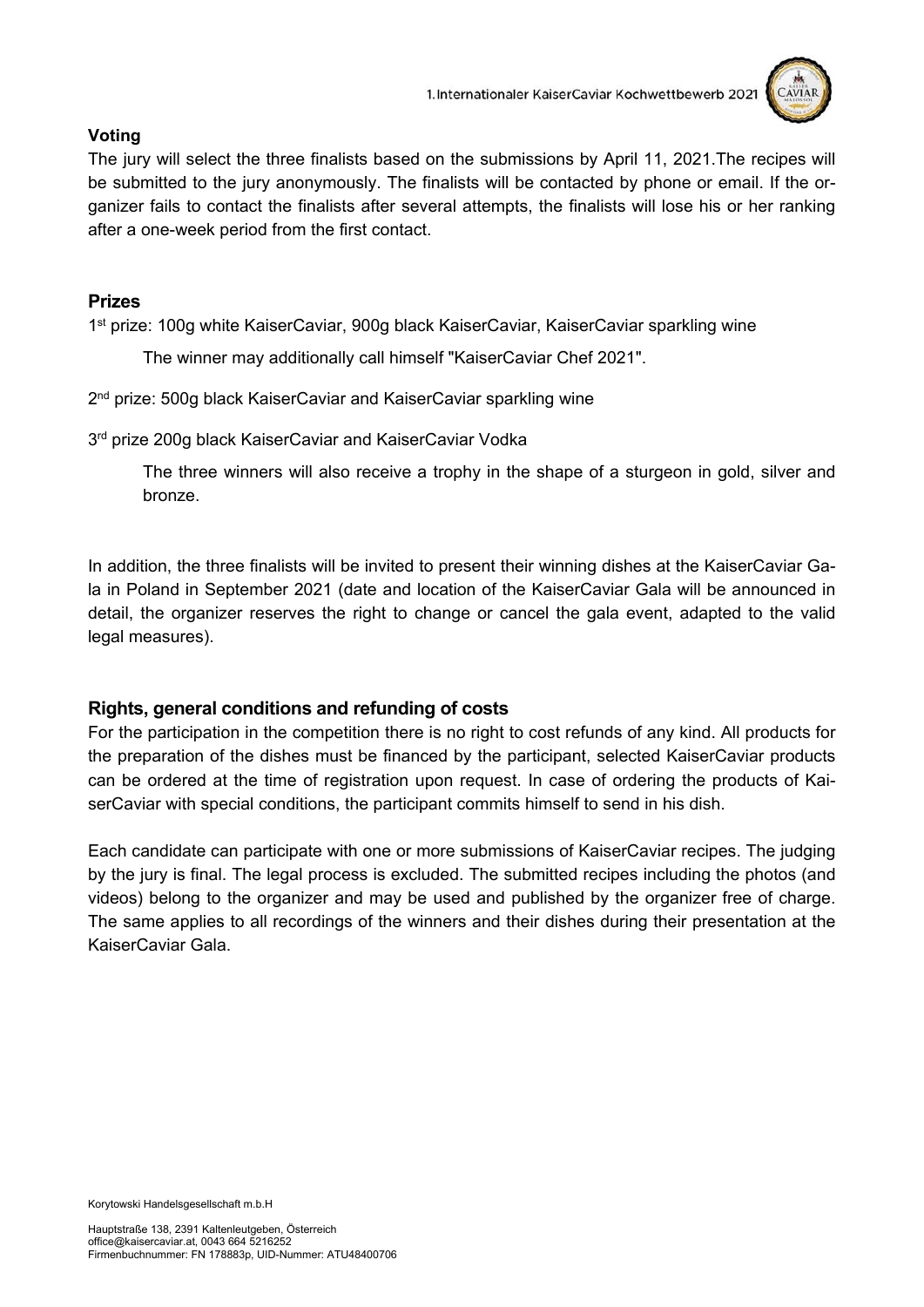## Voting

The jury will select the three finalists based on the submissions by April 11, 2021.The recipes will be submitted to the jury anonymously. The finalists will be contacted by phone or email. If the organizer fails to contact the finalists after several attempts, the finalists will lose his or her ranking after a one-week period from the first contact.

## Prizes

1st prize: 100g white KaiserCaviar, 900g black KaiserCaviar, KaiserCaviar sparkling wine

The winner may additionally call himself "KaiserCaviar Chef 2021".

2nd prize: 500g black KaiserCaviar and KaiserCaviar sparkling wine

3rd prize 200g black KaiserCaviar and KaiserCaviar Vodka

The three winners will also receive a trophy in the shape of a sturgeon in gold, silver and bronze.

In addition, the three finalists will be invited to present their winning dishes at the KaiserCaviar Gala in Poland in September 2021 (date and location of the KaiserCaviar Gala will be announced in detail, the organizer reserves the right to change or cancel the gala event, adapted to the valid legal measures).

## Rights, general conditions and refunding of costs

For the participation in the competition there is no right to cost refunds of any kind. All products for the preparation of the dishes must be financed by the participant, selected KaiserCaviar products can be ordered at the time of registration upon request. In case of ordering the products of KaiserCaviar with special conditions, the participant commits himself to send in his dish.

Each candidate can participate with one or more submissions of KaiserCaviar recipes. The judging by the jury is final. The legal process is excluded. The submitted recipes including the photos (and videos) belong to the organizer and may be used and published by the organizer free of charge. The same applies to all recordings of the winners and their dishes during their presentation at the KaiserCaviar Gala.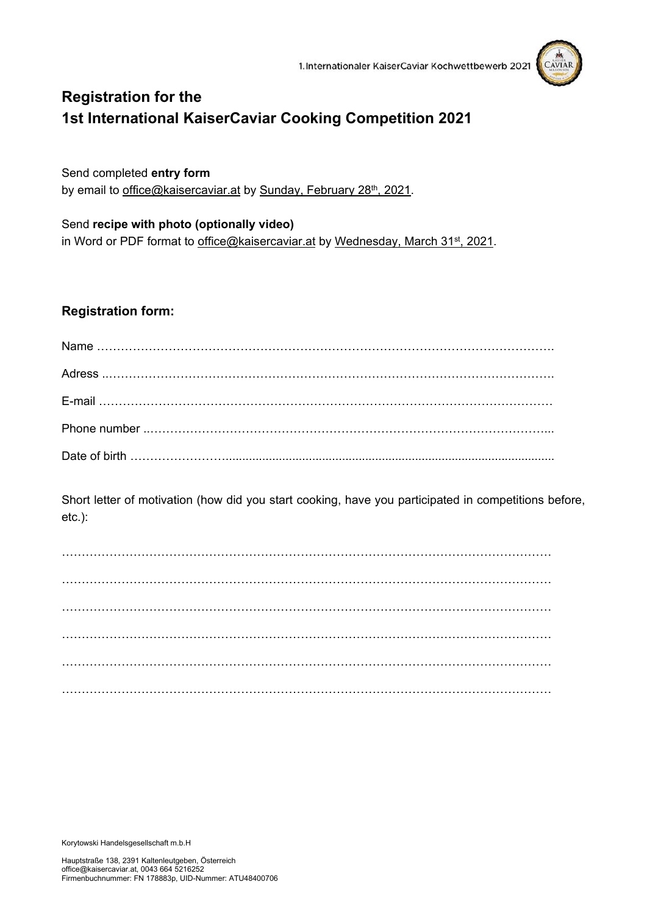# Registration for the 1st International KaiserCaviar Cooking Competition 2021

Send completed **entry form**
by email to office@kaisercaviar.at by Sunday, February 28th, 2021.

Send **recipe with photo (optionally video)**
in Word or PDF format to office@kaisercaviar.at by Wednesday, March 31st, 2021.

## Registration form:

Name ……………………………………………………………………………………………………..

Adress ..……………………………………………………………………………………………….

E-mail …………………………………………………………………………………………………

Phone number ..………………………………………………………………………………………...

Date of birth ……………………...........................................................................................

Short letter of motivation (how did you start cooking, have you participated in competitions before, etc.):

…………………………………………………………………………………………………………

…………………………………………………………………………………………………………

…………………………………………………………………………………………………………

…………………………………………………………………………………………………………

…………………………………………………………………………………………………………

…………………………………………………………………………………………………………

Korytowski Handelsgesellschaft m.b.H

Hauptstraße 138, 2391 Kaltenleutgeben, Österreich
office@kaisercaviar.at, 0043 664 5216252
Firmenbuchnummer: FN 178883p, UID-Nummer: ATU48400706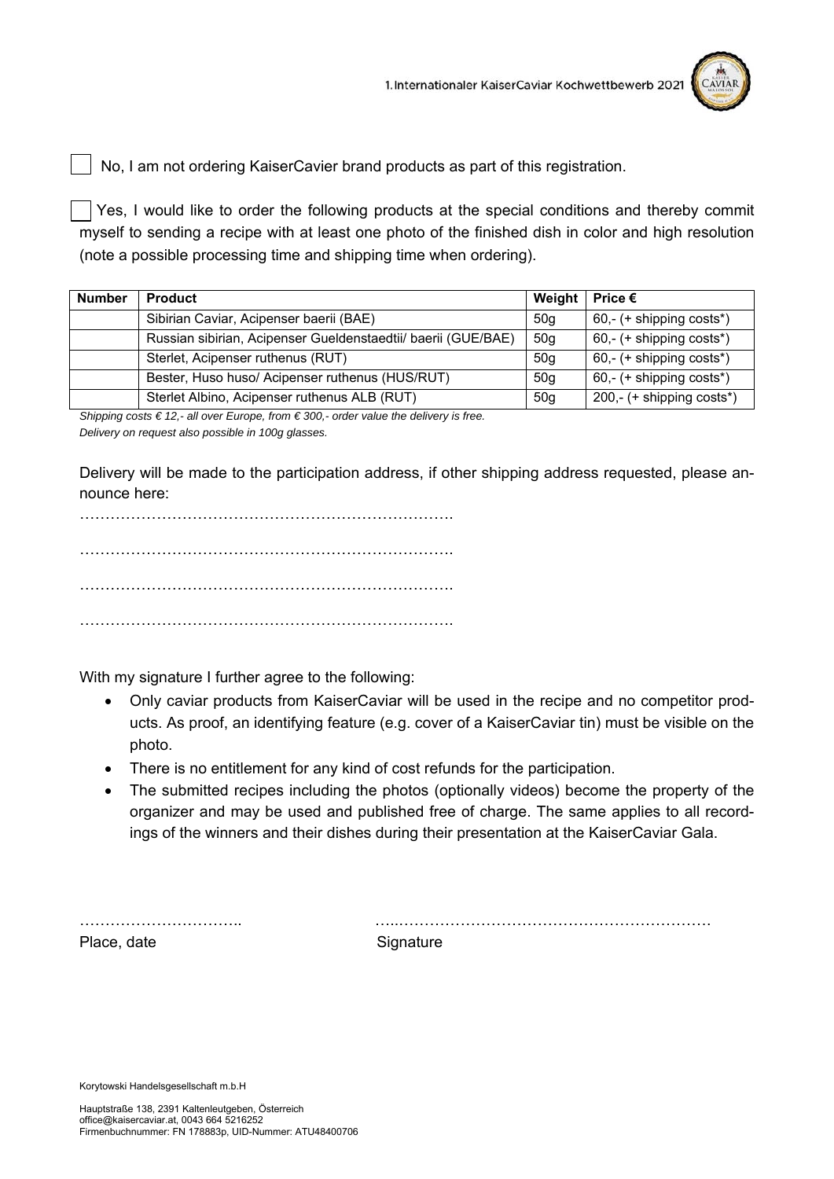☐ No, I am not ordering KaiserCavier brand products as part of this registration.

☐ Yes, I would like to order the following products at the special conditions and thereby commit myself to sending a recipe with at least one photo of the finished dish in color and high resolution (note a possible processing time and shipping time when ordering).

| Number | Product | Weight | Price € |
|---|---|---|---|
| | Sibirian Caviar, Acipenser baerii (BAE) | 50g | 60,- (+ shipping costs*) |
| | Russian sibirian, Acipenser Gueldenstaedtii/ baerii (GUE/BAE) | 50g | 60,- (+ shipping costs*) |
| | Sterlet, Acipenser ruthenus (RUT) | 50g | 60,- (+ shipping costs*) |
| | Bester, Huso huso/ Acipenser ruthenus (HUS/RUT) | 50g | 60,- (+ shipping costs*) |
| | Sterlet Albino, Acipenser ruthenus ALB (RUT) | 50g | 200,- (+ shipping costs*) |

*Shipping costs € 12,- all over Europe, from € 300,- order value the delivery is free.*
*Delivery on request also possible in 100g glasses.*

Delivery will be made to the participation address, if other shipping address requested, please announce here:

……………………………………………………………….

……………………………………………………………….

……………………………………………………………….

……………………………………………………………….

With my signature I further agree to the following:

- Only caviar products from KaiserCaviar will be used in the recipe and no competitor products. As proof, an identifying feature (e.g. cover of a KaiserCaviar tin) must be visible on the photo.
- There is no entitlement for any kind of cost refunds for the participation.
- The submitted recipes including the photos (optionally videos) become the property of the organizer and may be used and published free of charge. The same applies to all recordings of the winners and their dishes during their presentation at the KaiserCaviar Gala.

………………………….. ……………………………………………………………

Place, date Signature

Korytowski Handelsgesellschaft m.b.H

Hauptstraße 138, 2391 Kaltenleutgeben, Österreich
office@kaisercaviar.at, 0043 664 5216252
Firmenbuchnummer: FN 178883p, UID-Nummer: ATU48400706